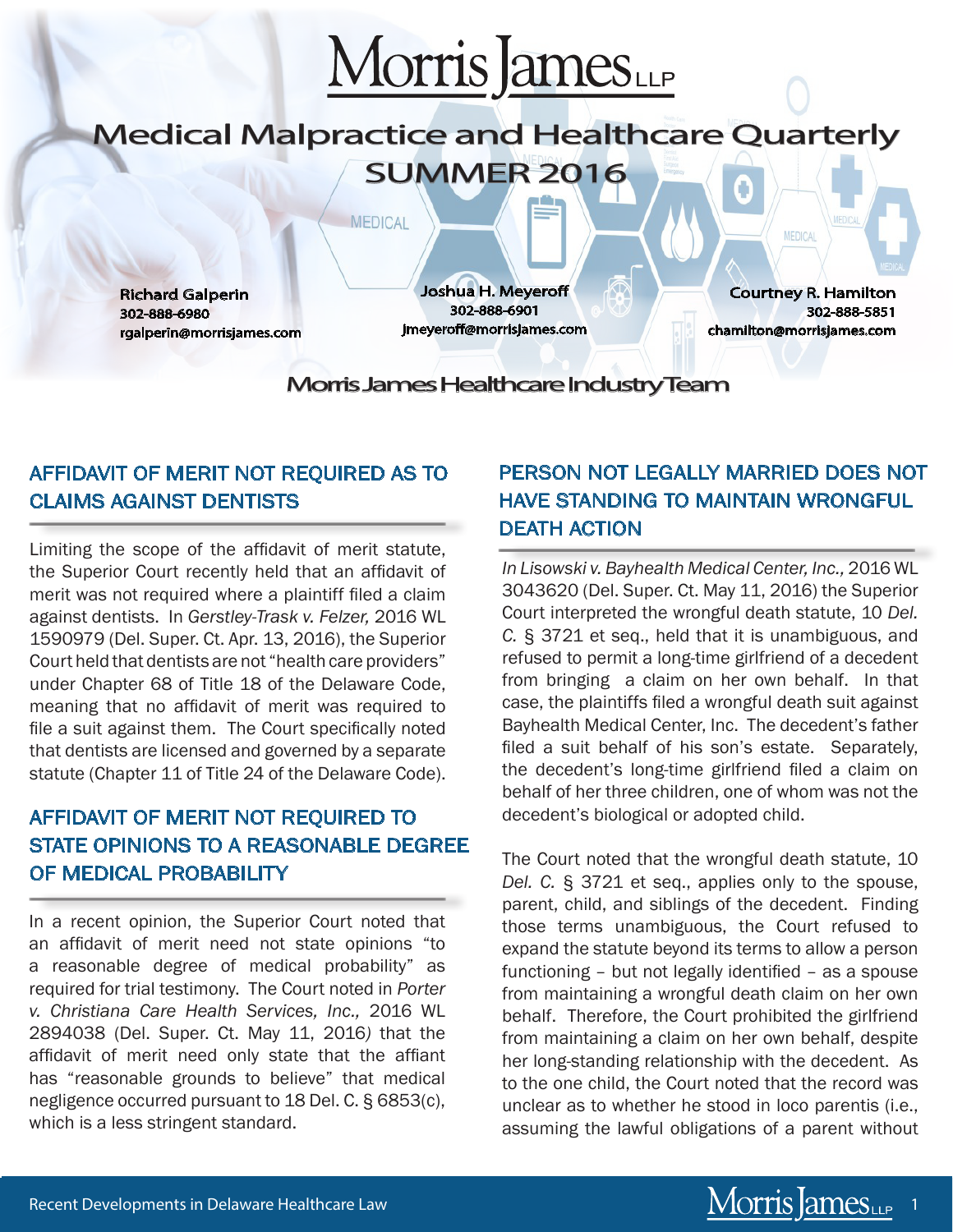# Morris James LLP

## Medical Malpractice and Healthcare Quarterly

## SUMMER 2016

**Richard Galperin**
302-888-6980
rgalperin@morrisjames.com

**Joshua H. Meyeroff**
302-888-6901
jmeyeroff@morrisjames.com

**Courtney R. Hamilton**
302-888-5851
chamilton@morrisjames.com

Morris James Healthcare Industry Team

### AFFIDAVIT OF MERIT NOT REQUIRED AS TO CLAIMS AGAINST DENTISTS

Limiting the scope of the affidavit of merit statute, the Superior Court recently held that an affidavit of merit was not required where a plaintiff filed a claim against dentists. In *Gerstley-Trask v. Felzer,* 2016 WL 1590979 (Del. Super. Ct. Apr. 13, 2016), the Superior Court held that dentists are not "health care providers" under Chapter 68 of Title 18 of the Delaware Code, meaning that no affidavit of merit was required to file a suit against them. The Court specifically noted that dentists are licensed and governed by a separate statute (Chapter 11 of Title 24 of the Delaware Code).

### AFFIDAVIT OF MERIT NOT REQUIRED TO STATE OPINIONS TO A REASONABLE DEGREE OF MEDICAL PROBABILITY

In a recent opinion, the Superior Court noted that an affidavit of merit need not state opinions "to a reasonable degree of medical probability" as required for trial testimony. The Court noted in *Porter v. Christiana Care Health Services, Inc.,* 2016 WL 2894038 (Del. Super. Ct. May 11, 2016) that the affidavit of merit need only state that the affiant has "reasonable grounds to believe" that medical negligence occurred pursuant to 18 Del. C. § 6853(c), which is a less stringent standard.

### PERSON NOT LEGALLY MARRIED DOES NOT HAVE STANDING TO MAINTAIN WRONGFUL DEATH ACTION

*In Lisowski v. Bayhealth Medical Center, Inc.,* 2016 WL 3043620 (Del. Super. Ct. May 11, 2016) the Superior Court interpreted the wrongful death statute, 10 *Del. C.* § 3721 et seq., held that it is unambiguous, and refused to permit a long-time girlfriend of a decedent from bringing a claim on her own behalf. In that case, the plaintiffs filed a wrongful death suit against Bayhealth Medical Center, Inc. The decedent's father filed a suit behalf of his son's estate. Separately, the decedent's long-time girlfriend filed a claim on behalf of her three children, one of whom was not the decedent's biological or adopted child.

The Court noted that the wrongful death statute, 10 *Del. C.* § 3721 et seq., applies only to the spouse, parent, child, and siblings of the decedent. Finding those terms unambiguous, the Court refused to expand the statute beyond its terms to allow a person functioning – but not legally identified – as a spouse from maintaining a wrongful death claim on her own behalf. Therefore, the Court prohibited the girlfriend from maintaining a claim on her own behalf, despite her long-standing relationship with the decedent. As to the one child, the Court noted that the record was unclear as to whether he stood in loco parentis (i.e., assuming the lawful obligations of a parent without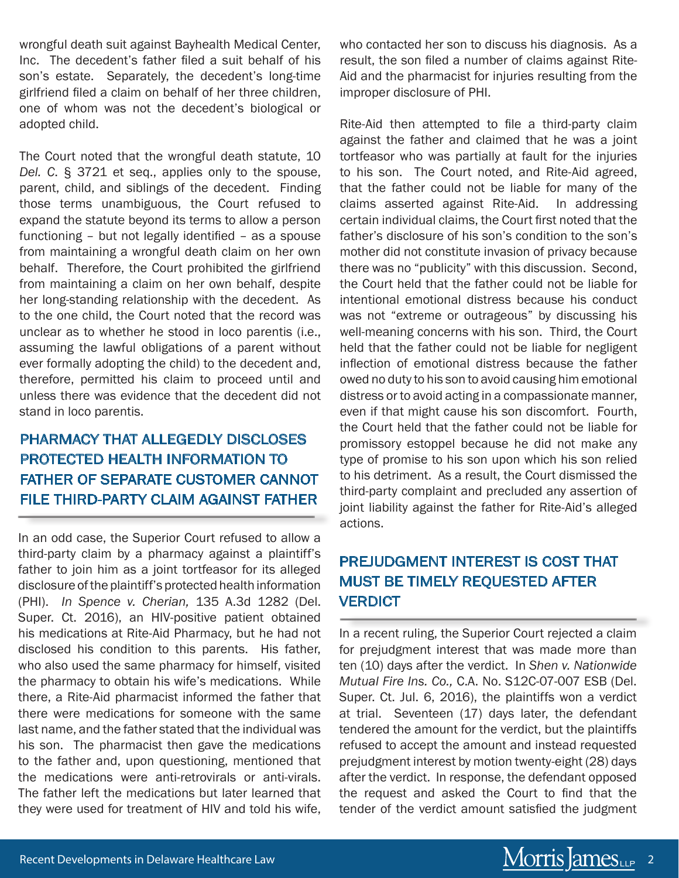wrongful death suit against Bayhealth Medical Center, Inc. The decedent's father filed a suit behalf of his son's estate. Separately, the decedent's long-time girlfriend filed a claim on behalf of her three children, one of whom was not the decedent's biological or adopted child.

The Court noted that the wrongful death statute, 10 *Del. C.* § 3721 et seq., applies only to the spouse, parent, child, and siblings of the decedent. Finding those terms unambiguous, the Court refused to expand the statute beyond its terms to allow a person functioning – but not legally identified – as a spouse from maintaining a wrongful death claim on her own behalf. Therefore, the Court prohibited the girlfriend from maintaining a claim on her own behalf, despite her long-standing relationship with the decedent. As to the one child, the Court noted that the record was unclear as to whether he stood in loco parentis (i.e., assuming the lawful obligations of a parent without ever formally adopting the child) to the decedent and, therefore, permitted his claim to proceed until and unless there was evidence that the decedent did not stand in loco parentis.

## PHARMACY THAT ALLEGEDLY DISCLOSES PROTECTED HEALTH INFORMATION TO FATHER OF SEPARATE CUSTOMER CANNOT FILE THIRD-PARTY CLAIM AGAINST FATHER

In an odd case, the Superior Court refused to allow a third-party claim by a pharmacy against a plaintiff's father to join him as a joint tortfeasor for its alleged disclosure of the plaintiff's protected health information (PHI). *In Spence v. Cherian,* 135 A.3d 1282 (Del. Super. Ct. 2016), an HIV-positive patient obtained his medications at Rite-Aid Pharmacy, but he had not disclosed his condition to this parents. His father, who also used the same pharmacy for himself, visited the pharmacy to obtain his wife's medications. While there, a Rite-Aid pharmacist informed the father that there were medications for someone with the same last name, and the father stated that the individual was his son. The pharmacist then gave the medications to the father and, upon questioning, mentioned that the medications were anti-retrovirals or anti-virals. The father left the medications but later learned that they were used for treatment of HIV and told his wife, who contacted her son to discuss his diagnosis. As a result, the son filed a number of claims against Rite-Aid and the pharmacist for injuries resulting from the improper disclosure of PHI.

Rite-Aid then attempted to file a third-party claim against the father and claimed that he was a joint tortfeasor who was partially at fault for the injuries to his son. The Court noted, and Rite-Aid agreed, that the father could not be liable for many of the claims asserted against Rite-Aid. In addressing certain individual claims, the Court first noted that the father's disclosure of his son's condition to the son's mother did not constitute invasion of privacy because there was no "publicity" with this discussion. Second, the Court held that the father could not be liable for intentional emotional distress because his conduct was not "extreme or outrageous" by discussing his well-meaning concerns with his son. Third, the Court held that the father could not be liable for negligent inflection of emotional distress because the father owed no duty to his son to avoid causing him emotional distress or to avoid acting in a compassionate manner, even if that might cause his son discomfort. Fourth, the Court held that the father could not be liable for promissory estoppel because he did not make any type of promise to his son upon which his son relied to his detriment. As a result, the Court dismissed the third-party complaint and precluded any assertion of joint liability against the father for Rite-Aid's alleged actions.

## PREJUDGMENT INTEREST IS COST THAT MUST BE TIMELY REQUESTED AFTER VERDICT

In a recent ruling, the Superior Court rejected a claim for prejudgment interest that was made more than ten (10) days after the verdict. In *Shen v. Nationwide Mutual Fire Ins. Co.,* C.A. No. S12C-07-007 ESB (Del. Super. Ct. Jul. 6, 2016), the plaintiffs won a verdict at trial. Seventeen (17) days later, the defendant tendered the amount for the verdict, but the plaintiffs refused to accept the amount and instead requested prejudgment interest by motion twenty-eight (28) days after the verdict. In response, the defendant opposed the request and asked the Court to find that the tender of the verdict amount satisfied the judgment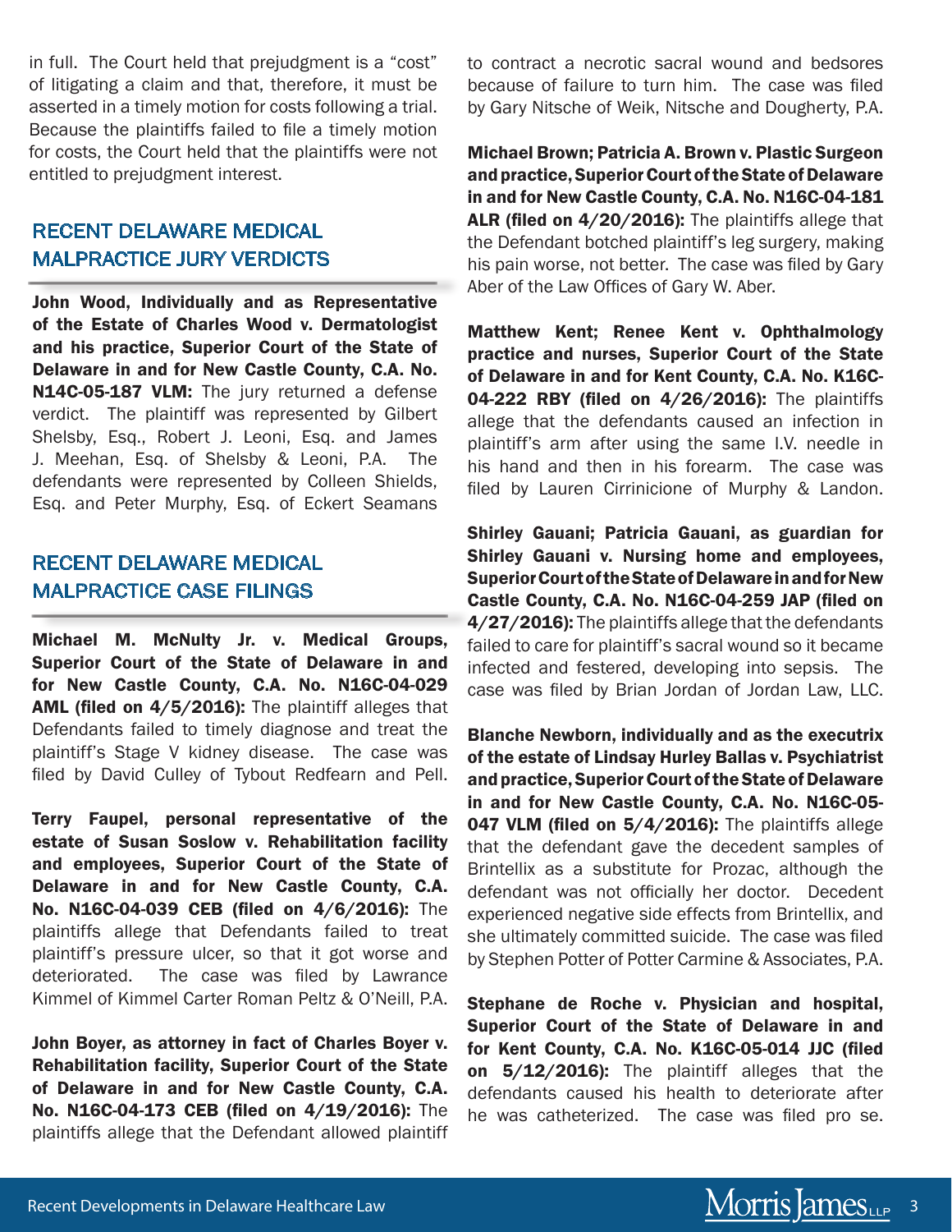in full. The Court held that prejudgment is a "cost" of litigating a claim and that, therefore, it must be asserted in a timely motion for costs following a trial. Because the plaintiffs failed to file a timely motion for costs, the Court held that the plaintiffs were not entitled to prejudgment interest.

## RECENT DELAWARE MEDICAL MALPRACTICE JURY VERDICTS

**John Wood, Individually and as Representative of the Estate of Charles Wood v. Dermatologist and his practice, Superior Court of the State of Delaware in and for New Castle County, C.A. No. N14C-05-187 VLM:** The jury returned a defense verdict. The plaintiff was represented by Gilbert Shelsby, Esq., Robert J. Leoni, Esq. and James J. Meehan, Esq. of Shelsby & Leoni, P.A. The defendants were represented by Colleen Shields, Esq. and Peter Murphy, Esq. of Eckert Seamans

## RECENT DELAWARE MEDICAL MALPRACTICE CASE FILINGS

**Michael M. McNulty Jr. v. Medical Groups, Superior Court of the State of Delaware in and for New Castle County, C.A. No. N16C-04-029 AML (filed on 4/5/2016):** The plaintiff alleges that Defendants failed to timely diagnose and treat the plaintiff's Stage V kidney disease. The case was filed by David Culley of Tybout Redfearn and Pell.

**Terry Faupel, personal representative of the estate of Susan Soslow v. Rehabilitation facility and employees, Superior Court of the State of Delaware in and for New Castle County, C.A. No. N16C-04-039 CEB (filed on 4/6/2016):** The plaintiffs allege that Defendants failed to treat plaintiff's pressure ulcer, so that it got worse and deteriorated. The case was filed by Lawrance Kimmel of Kimmel Carter Roman Peltz & O'Neill, P.A.

**John Boyer, as attorney in fact of Charles Boyer v. Rehabilitation facility, Superior Court of the State of Delaware in and for New Castle County, C.A. No. N16C-04-173 CEB (filed on 4/19/2016):** The plaintiffs allege that the Defendant allowed plaintiff to contract a necrotic sacral wound and bedsores because of failure to turn him. The case was filed by Gary Nitsche of Weik, Nitsche and Dougherty, P.A.

**Michael Brown; Patricia A. Brown v. Plastic Surgeon and practice, Superior Court of the State of Delaware in and for New Castle County, C.A. No. N16C-04-181 ALR (filed on 4/20/2016):** The plaintiffs allege that the Defendant botched plaintiff's leg surgery, making his pain worse, not better. The case was filed by Gary Aber of the Law Offices of Gary W. Aber.

**Matthew Kent; Renee Kent v. Ophthalmology practice and nurses, Superior Court of the State of Delaware in and for Kent County, C.A. No. K16C-04-222 RBY (filed on 4/26/2016):** The plaintiffs allege that the defendants caused an infection in plaintiff's arm after using the same I.V. needle in his hand and then in his forearm. The case was filed by Lauren Cirrinicione of Murphy & Landon.

**Shirley Gauani; Patricia Gauani, as guardian for Shirley Gauani v. Nursing home and employees, Superior Court of the State of Delaware in and for New Castle County, C.A. No. N16C-04-259 JAP (filed on 4/27/2016):** The plaintiffs allege that the defendants failed to care for plaintiff's sacral wound so it became infected and festered, developing into sepsis. The case was filed by Brian Jordan of Jordan Law, LLC.

**Blanche Newborn, individually and as the executrix of the estate of Lindsay Hurley Ballas v. Psychiatrist and practice, Superior Court of the State of Delaware in and for New Castle County, C.A. No. N16C-05-047 VLM (filed on 5/4/2016):** The plaintiffs allege that the defendant gave the decedent samples of Brintellix as a substitute for Prozac, although the defendant was not officially her doctor. Decedent experienced negative side effects from Brintellix, and she ultimately committed suicide. The case was filed by Stephen Potter of Potter Carmine & Associates, P.A.

**Stephane de Roche v. Physician and hospital, Superior Court of the State of Delaware in and for Kent County, C.A. No. K16C-05-014 JJC (filed on 5/12/2016):** The plaintiff alleges that the defendants caused his health to deteriorate after he was catheterized. The case was filed pro se.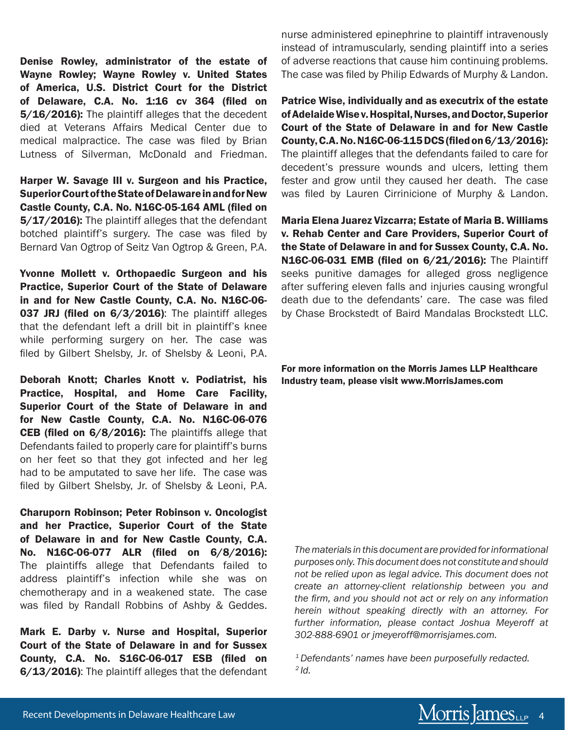**Denise Rowley, administrator of the estate of Wayne Rowley; Wayne Rowley v. United States of America, U.S. District Court for the District of Delaware, C.A. No. 1:16 cv 364 (filed on 5/16/2016):** The plaintiff alleges that the decedent died at Veterans Affairs Medical Center due to medical malpractice. The case was filed by Brian Lutness of Silverman, McDonald and Friedman.

**Harper W. Savage III v. Surgeon and his Practice, Superior Court of the State of Delaware in and for New Castle County, C.A. No. N16C-05-164 AML (filed on 5/17/2016):** The plaintiff alleges that the defendant botched plaintiff's surgery. The case was filed by Bernard Van Ogtrop of Seitz Van Ogtrop & Green, P.A.

**Yvonne Mollett v. Orthopaedic Surgeon and his Practice, Superior Court of the State of Delaware in and for New Castle County, C.A. No. N16C-06-037 JRJ (filed on 6/3/2016)**: The plaintiff alleges that the defendant left a drill bit in plaintiff's knee while performing surgery on her. The case was filed by Gilbert Shelsby, Jr. of Shelsby & Leoni, P.A.

**Deborah Knott; Charles Knott v. Podiatrist, his Practice, Hospital, and Home Care Facility, Superior Court of the State of Delaware in and for New Castle County, C.A. No. N16C-06-076 CEB (filed on 6/8/2016):** The plaintiffs allege that Defendants failed to properly care for plaintiff's burns on her feet so that they got infected and her leg had to be amputated to save her life. The case was filed by Gilbert Shelsby, Jr. of Shelsby & Leoni, P.A.

**Charuporn Robinson; Peter Robinson v. Oncologist and her Practice, Superior Court of the State of Delaware in and for New Castle County, C.A. No. N16C-06-077 ALR (filed on 6/8/2016):** The plaintiffs allege that Defendants failed to address plaintiff's infection while she was on chemotherapy and in a weakened state. The case was filed by Randall Robbins of Ashby & Geddes.

**Mark E. Darby v. Nurse and Hospital, Superior Court of the State of Delaware in and for Sussex County, C.A. No. S16C-06-017 ESB (filed on 6/13/2016)**: The plaintiff alleges that the defendant nurse administered epinephrine to plaintiff intravenously instead of intramuscularly, sending plaintiff into a series of adverse reactions that cause him continuing problems. The case was filed by Philip Edwards of Murphy & Landon.

**Patrice Wise, individually and as executrix of the estate of Adelaide Wise v. Hospital, Nurses, and Doctor, Superior Court of the State of Delaware in and for New Castle County, C.A. No. N16C-06-115 DCS (filed on 6/13/2016):** The plaintiff alleges that the defendants failed to care for decedent's pressure wounds and ulcers, letting them fester and grow until they caused her death. The case was filed by Lauren Cirrinicione of Murphy & Landon.

**Maria Elena Juarez Vizcarra; Estate of Maria B. Williams v. Rehab Center and Care Providers, Superior Court of the State of Delaware in and for Sussex County, C.A. No. N16C-06-031 EMB (filed on 6/21/2016):** The Plaintiff seeks punitive damages for alleged gross negligence after suffering eleven falls and injuries causing wrongful death due to the defendants' care. The case was filed by Chase Brockstedt of Baird Mandalas Brockstedt LLC.

**For more information on the Morris James LLP Healthcare Industry team, please visit www.MorrisJames.com**

*The materials in this document are provided for informational purposes only. This document does not constitute and should not be relied upon as legal advice. This document does not create an attorney-client relationship between you and the firm, and you should not act or rely on any information herein without speaking directly with an attorney. For further information, please contact Joshua Meyeroff at 302-888-6901 or jmeyeroff@morrisjames.com.*

[1] *Defendants' names have been purposefully redacted.*
[2] *Id.*